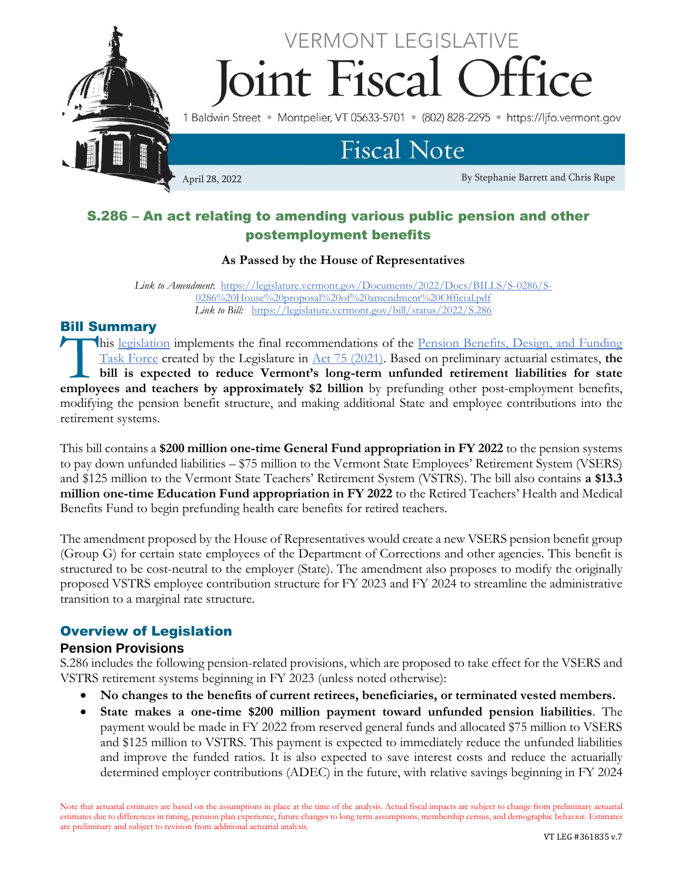# VERMONT LEGISLATIVE Joint Fiscal Office

1 Baldwin Street • Montpelier, VT 05633-5701 • (802) 828-2295 • https://ljfo.vermont.gov

## Fiscal Note

April 28, 2022

By Stephanie Barrett and Chris Rupe

## S.286 – An act relating to amending various public pension and other postemployment benefits

**As Passed by the House of Representatives**

*Link to Amendment*: https://legislature.vermont.gov/Documents/2022/Docs/BILLS/S-0286/S-0286%20House%20proposal%20of%20amendment%20Official.pdf
*Link to Bill*: https://legislature.vermont.gov/bill/status/2022/S.286

### Bill Summary

This legislation implements the final recommendations of the Pension Benefits, Design, and Funding Task Force created by the Legislature in Act 75 (2021). Based on preliminary actuarial estimates, **the bill is expected to reduce Vermont's long-term unfunded retirement liabilities for state employees and teachers by approximately $2 billion** by prefunding other post-employment benefits, modifying the pension benefit structure, and making additional State and employee contributions into the retirement systems.

This bill contains a **$200 million one-time General Fund appropriation in FY 2022** to the pension systems to pay down unfunded liabilities – $75 million to the Vermont State Employees' Retirement System (VSERS) and $125 million to the Vermont State Teachers' Retirement System (VSTRS). The bill also contains **a $13.3 million one-time Education Fund appropriation in FY 2022** to the Retired Teachers' Health and Medical Benefits Fund to begin prefunding health care benefits for retired teachers.

The amendment proposed by the House of Representatives would create a new VSERS pension benefit group (Group G) for certain state employees of the Department of Corrections and other agencies. This benefit is structured to be cost-neutral to the employer (State). The amendment also proposes to modify the originally proposed VSTRS employee contribution structure for FY 2023 and FY 2024 to streamline the administrative transition to a marginal rate structure.

### Overview of Legislation

#### Pension Provisions

S.286 includes the following pension-related provisions, which are proposed to take effect for the VSERS and VSTRS retirement systems beginning in FY 2023 (unless noted otherwise):

- **No changes to the benefits of current retirees, beneficiaries, or terminated vested members.**
- **State makes a one-time $200 million payment toward unfunded pension liabilities**. The payment would be made in FY 2022 from reserved general funds and allocated $75 million to VSERS and $125 million to VSTRS. This payment is expected to immediately reduce the unfunded liabilities and improve the funded ratios. It is also expected to save interest costs and reduce the actuarially determined employer contributions (ADEC) in the future, with relative savings beginning in FY 2024

Note that actuarial estimates are based on the assumptions in place at the time of the analysis. Actual fiscal impacts are subject to change from preliminary actuarial estimates due to differences in timing, pension plan experience, future changes to long term assumptions, membership census, and demographic behavior. Estimates are preliminary and subject to revision from additional actuarial analysis.

VT LEG #361835 v.7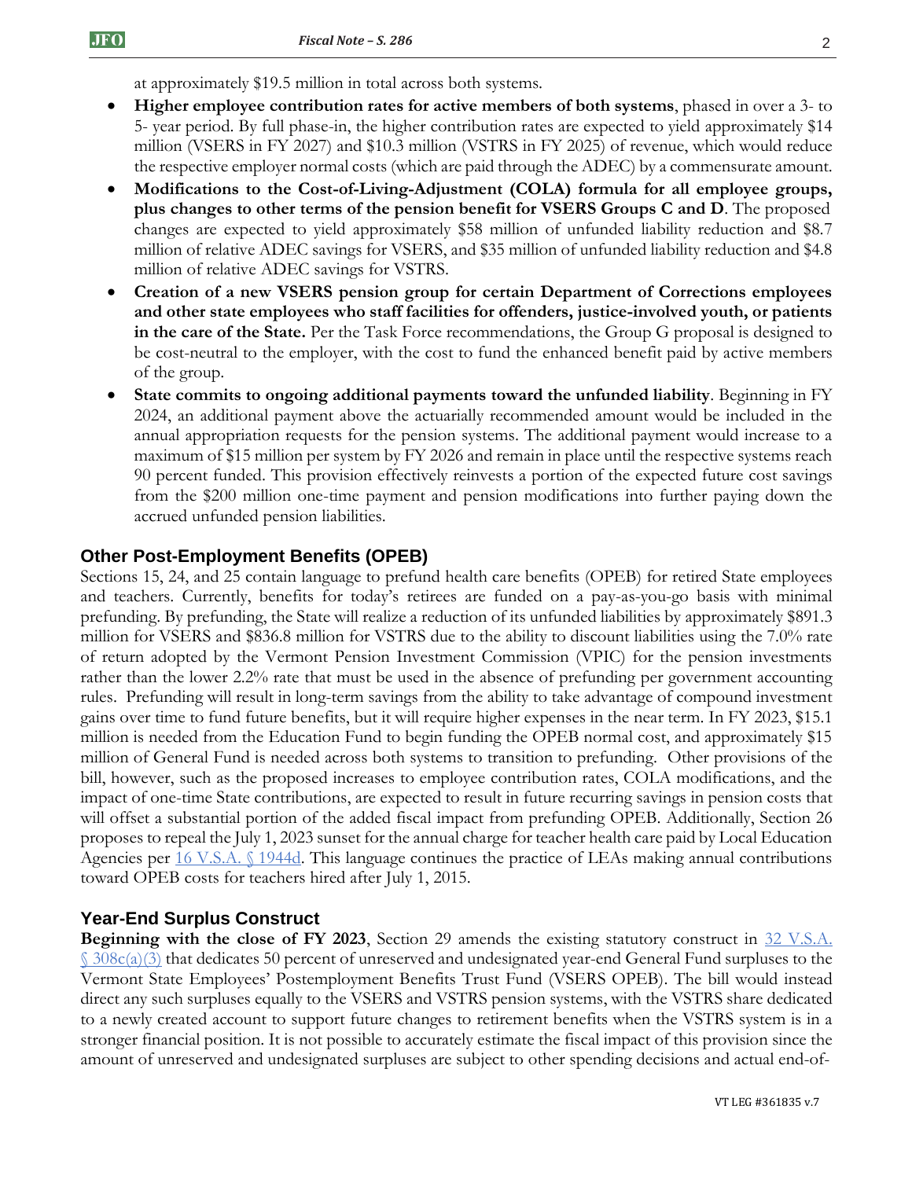at approximately $19.5 million in total across both systems.

- **Higher employee contribution rates for active members of both systems**, phased in over a 3- to 5- year period. By full phase-in, the higher contribution rates are expected to yield approximately $14 million (VSERS in FY 2027) and $10.3 million (VSTRS in FY 2025) of revenue, which would reduce the respective employer normal costs (which are paid through the ADEC) by a commensurate amount.
- **Modifications to the Cost-of-Living-Adjustment (COLA) formula for all employee groups, plus changes to other terms of the pension benefit for VSERS Groups C and D**. The proposed changes are expected to yield approximately $58 million of unfunded liability reduction and $8.7 million of relative ADEC savings for VSERS, and $35 million of unfunded liability reduction and $4.8 million of relative ADEC savings for VSTRS.
- **Creation of a new VSERS pension group for certain Department of Corrections employees and other state employees who staff facilities for offenders, justice-involved youth, or patients in the care of the State.** Per the Task Force recommendations, the Group G proposal is designed to be cost-neutral to the employer, with the cost to fund the enhanced benefit paid by active members of the group.
- **State commits to ongoing additional payments toward the unfunded liability**. Beginning in FY 2024, an additional payment above the actuarially recommended amount would be included in the annual appropriation requests for the pension systems. The additional payment would increase to a maximum of $15 million per system by FY 2026 and remain in place until the respective systems reach 90 percent funded. This provision effectively reinvests a portion of the expected future cost savings from the $200 million one-time payment and pension modifications into further paying down the accrued unfunded pension liabilities.

## Other Post-Employment Benefits (OPEB)

Sections 15, 24, and 25 contain language to prefund health care benefits (OPEB) for retired State employees and teachers. Currently, benefits for today's retirees are funded on a pay-as-you-go basis with minimal prefunding. By prefunding, the State will realize a reduction of its unfunded liabilities by approximately $891.3 million for VSERS and $836.8 million for VSTRS due to the ability to discount liabilities using the 7.0% rate of return adopted by the Vermont Pension Investment Commission (VPIC) for the pension investments rather than the lower 2.2% rate that must be used in the absence of prefunding per government accounting rules. Prefunding will result in long-term savings from the ability to take advantage of compound investment gains over time to fund future benefits, but it will require higher expenses in the near term. In FY 2023, $15.1 million is needed from the Education Fund to begin funding the OPEB normal cost, and approximately $15 million of General Fund is needed across both systems to transition to prefunding. Other provisions of the bill, however, such as the proposed increases to employee contribution rates, COLA modifications, and the impact of one-time State contributions, are expected to result in future recurring savings in pension costs that will offset a substantial portion of the added fiscal impact from prefunding OPEB. Additionally, Section 26 proposes to repeal the July 1, 2023 sunset for the annual charge for teacher health care paid by Local Education Agencies per 16 V.S.A. § 1944d. This language continues the practice of LEAs making annual contributions toward OPEB costs for teachers hired after July 1, 2015.

## Year-End Surplus Construct

**Beginning with the close of FY 2023**, Section 29 amends the existing statutory construct in 32 V.S.A. § 308c(a)(3) that dedicates 50 percent of unreserved and undesignated year-end General Fund surpluses to the Vermont State Employees' Postemployment Benefits Trust Fund (VSERS OPEB). The bill would instead direct any such surpluses equally to the VSERS and VSTRS pension systems, with the VSTRS share dedicated to a newly created account to support future changes to retirement benefits when the VSTRS system is in a stronger financial position. It is not possible to accurately estimate the fiscal impact of this provision since the amount of unreserved and undesignated surpluses are subject to other spending decisions and actual end-of-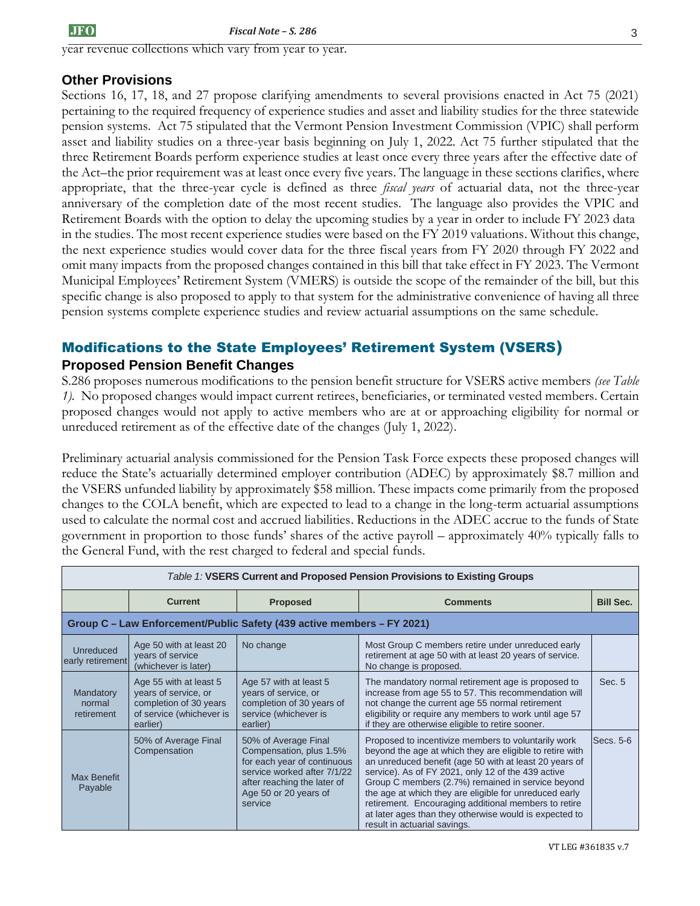year revenue collections which vary from year to year.

### Other Provisions

Sections 16, 17, 18, and 27 propose clarifying amendments to several provisions enacted in Act 75 (2021) pertaining to the required frequency of experience studies and asset and liability studies for the three statewide pension systems. Act 75 stipulated that the Vermont Pension Investment Commission (VPIC) shall perform asset and liability studies on a three-year basis beginning on July 1, 2022. Act 75 further stipulated that the three Retirement Boards perform experience studies at least once every three years after the effective date of the Act–the prior requirement was at least once every five years. The language in these sections clarifies, where appropriate, that the three-year cycle is defined as three *fiscal years* of actuarial data, not the three-year anniversary of the completion date of the most recent studies. The language also provides the VPIC and Retirement Boards with the option to delay the upcoming studies by a year in order to include FY 2023 data in the studies. The most recent experience studies were based on the FY 2019 valuations. Without this change, the next experience studies would cover data for the three fiscal years from FY 2020 through FY 2022 and omit many impacts from the proposed changes contained in this bill that take effect in FY 2023. The Vermont Municipal Employees' Retirement System (VMERS) is outside the scope of the remainder of the bill, but this specific change is also proposed to apply to that system for the administrative convenience of having all three pension systems complete experience studies and review actuarial assumptions on the same schedule.

## Modifications to the State Employees' Retirement System (VSERS)

### Proposed Pension Benefit Changes

S.286 proposes numerous modifications to the pension benefit structure for VSERS active members *(see Table 1).* No proposed changes would impact current retirees, beneficiaries, or terminated vested members. Certain proposed changes would not apply to active members who are at or approaching eligibility for normal or unreduced retirement as of the effective date of the changes (July 1, 2022).

Preliminary actuarial analysis commissioned for the Pension Task Force expects these proposed changes will reduce the State's actuarially determined employer contribution (ADEC) by approximately $8.7 million and the VSERS unfunded liability by approximately $58 million. These impacts come primarily from the proposed changes to the COLA benefit, which are expected to lead to a change in the long-term actuarial assumptions used to calculate the normal cost and accrued liabilities. Reductions in the ADEC accrue to the funds of State government in proportion to those funds' shares of the active payroll – approximately 40% typically falls to the General Fund, with the rest charged to federal and special funds.

*Table 1:* **VSERS Current and Proposed Pension Provisions to Existing Groups**

| | Current | Proposed | Comments | Bill Sec. |
|---|---|---|---|---|
| **Group C – Law Enforcement/Public Safety (439 active members – FY 2021)** | | | | |
| Unreduced early retirement | Age 50 with at least 20 years of service (whichever is later) | No change | Most Group C members retire under unreduced early retirement at age 50 with at least 20 years of service. No change is proposed. | |
| Mandatory normal retirement | Age 55 with at least 5 years of service, or completion of 30 years of service (whichever is earlier) | Age 57 with at least 5 years of service, or completion of 30 years of service (whichever is earlier) | The mandatory normal retirement age is proposed to increase from age 55 to 57. This recommendation will not change the current age 55 normal retirement eligibility or require any members to work until age 57 if they are otherwise eligible to retire sooner. | Sec. 5 |
| Max Benefit Payable | 50% of Average Final Compensation | 50% of Average Final Compensation, plus 1.5% for each year of continuous service worked after 7/1/22 after reaching the later of Age 50 or 20 years of service | Proposed to incentivize members to voluntarily work beyond the age at which they are eligible to retire with an unreduced benefit (age 50 with at least 20 years of service). As of FY 2021, only 12 of the 439 active Group C members (2.7%) remained in service beyond the age at which they are eligible for unreduced early retirement. Encouraging additional members to retire at later ages than they otherwise would is expected to result in actuarial savings. | Secs. 5-6 |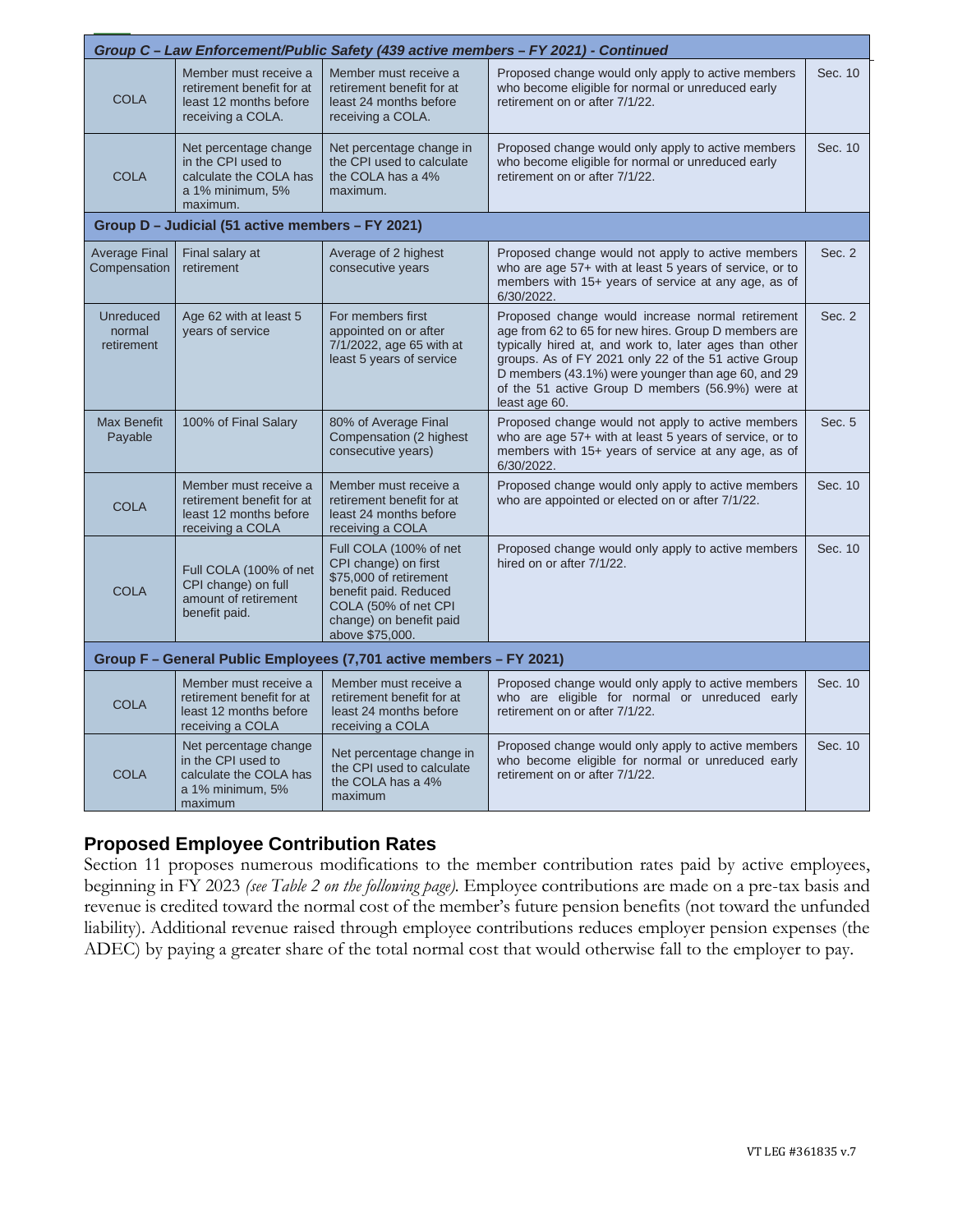| Group C – Law Enforcement/Public Safety (439 active members – FY 2021) - Continued | | | | |
|---|---|---|---|---|
| COLA | Member must receive a retirement benefit for at least 12 months before receiving a COLA. | Member must receive a retirement benefit for at least 24 months before receiving a COLA. | Proposed change would only apply to active members who become eligible for normal or unreduced early retirement on or after 7/1/22. | Sec. 10 |
| COLA | Net percentage change in the CPI used to calculate the COLA has a 1% minimum, 5% maximum. | Net percentage change in the CPI used to calculate the COLA has a 4% maximum. | Proposed change would only apply to active members who become eligible for normal or unreduced early retirement on or after 7/1/22. | Sec. 10 |
| **Group D – Judicial (51 active members – FY 2021)** | | | | |
| Average Final Compensation | Final salary at retirement | Average of 2 highest consecutive years | Proposed change would not apply to active members who are age 57+ with at least 5 years of service, or to members with 15+ years of service at any age, as of 6/30/2022. | Sec. 2 |
| Unreduced normal retirement | Age 62 with at least 5 years of service | For members first appointed on or after 7/1/2022, age 65 with at least 5 years of service | Proposed change would increase normal retirement age from 62 to 65 for new hires. Group D members are typically hired at, and work to, later ages than other groups. As of FY 2021 only 22 of the 51 active Group D members (43.1%) were younger than age 60, and 29 of the 51 active Group D members (56.9%) were at least age 60. | Sec. 2 |
| Max Benefit Payable | 100% of Final Salary | 80% of Average Final Compensation (2 highest consecutive years) | Proposed change would not apply to active members who are age 57+ with at least 5 years of service, or to members with 15+ years of service at any age, as of 6/30/2022. | Sec. 5 |
| COLA | Member must receive a retirement benefit for at least 12 months before receiving a COLA | Member must receive a retirement benefit for at least 24 months before receiving a COLA | Proposed change would only apply to active members who are appointed or elected on or after 7/1/22. | Sec. 10 |
| COLA | Full COLA (100% of net CPI change) on full amount of retirement benefit paid. | Full COLA (100% of net CPI change) on first $75,000 of retirement benefit paid. Reduced COLA (50% of net CPI change) on benefit paid above $75,000. | Proposed change would only apply to active members hired on or after 7/1/22. | Sec. 10 |
| **Group F – General Public Employees (7,701 active members – FY 2021)** | | | | |
| COLA | Member must receive a retirement benefit for at least 12 months before receiving a COLA | Member must receive a retirement benefit for at least 24 months before receiving a COLA | Proposed change would only apply to active members who are eligible for normal or unreduced early retirement on or after 7/1/22. | Sec. 10 |
| COLA | Net percentage change in the CPI used to calculate the COLA has a 1% minimum, 5% maximum | Net percentage change in the CPI used to calculate the COLA has a 4% maximum | Proposed change would only apply to active members who become eligible for normal or unreduced early retirement on or after 7/1/22. | Sec. 10 |

## Proposed Employee Contribution Rates

Section 11 proposes numerous modifications to the member contribution rates paid by active employees, beginning in FY 2023 *(see Table 2 on the following page)*. Employee contributions are made on a pre-tax basis and revenue is credited toward the normal cost of the member's future pension benefits (not toward the unfunded liability). Additional revenue raised through employee contributions reduces employer pension expenses (the ADEC) by paying a greater share of the total normal cost that would otherwise fall to the employer to pay.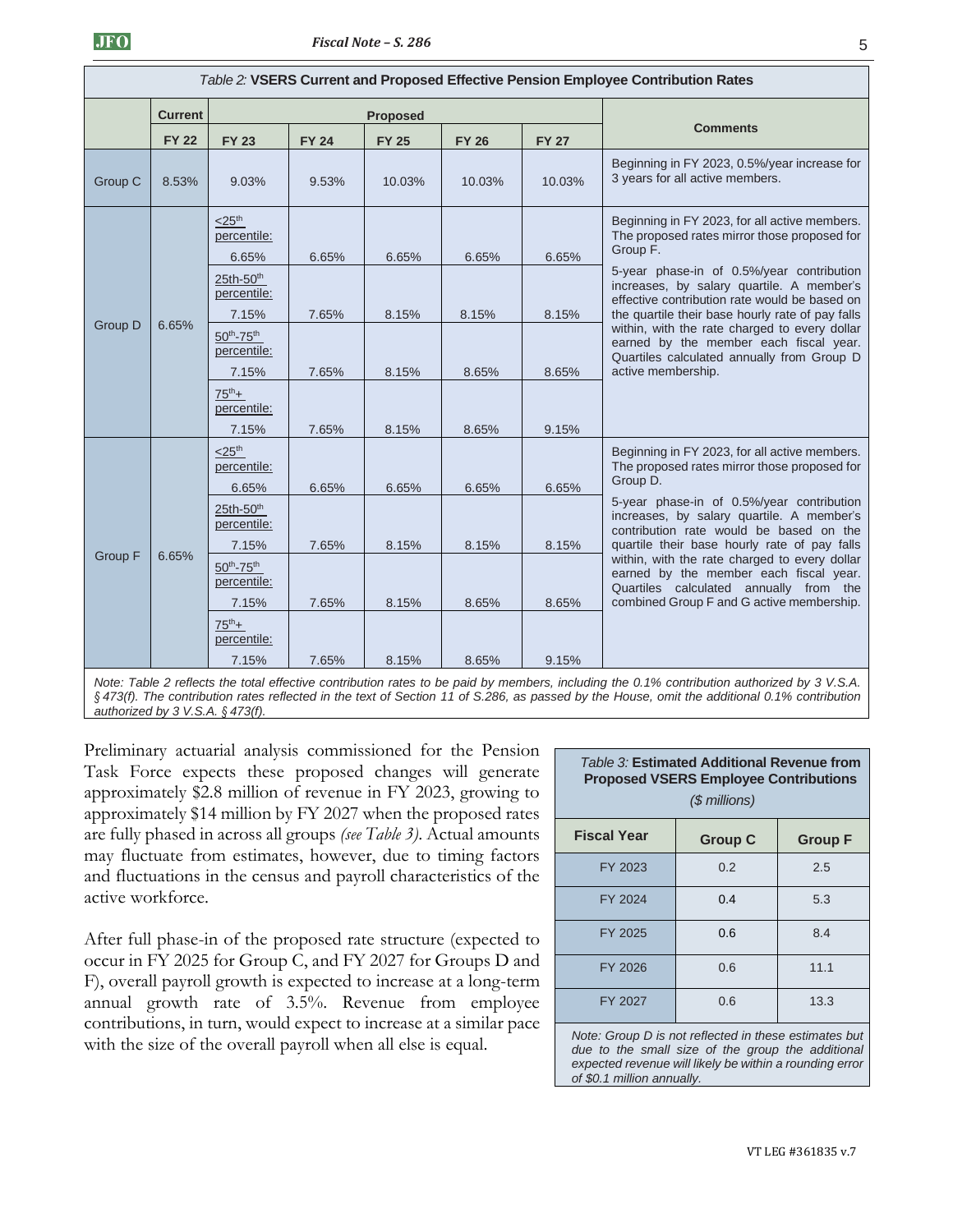*Table 2:* **VSERS Current and Proposed Effective Pension Employee Contribution Rates**

| | Current | Proposed | | | | | Comments |
|---|---|---|---|---|---|---|---|
| | FY 22 | FY 23 | FY 24 | FY 25 | FY 26 | FY 27 | |
| Group C | 8.53% | 9.03% | 9.53% | 10.03% | 10.03% | 10.03% | Beginning in FY 2023, 0.5%/year increase for 3 years for all active members. |
| Group D | 6.65% | ≤25th percentile: 6.65% | 6.65% | 6.65% | 6.65% | 6.65% | Beginning in FY 2023, for all active members. The proposed rates mirror those proposed for Group F. 5-year phase-in of 0.5%/year contribution increases, by salary quartile. A member's effective contribution rate would be based on the quartile their base hourly rate of pay falls within, with the rate charged to every dollar earned by the member each fiscal year. Quartiles calculated annually from Group D active membership. |
| | | 25th-50th percentile: 7.15% | 7.65% | 8.15% | 8.15% | 8.15% | |
| | | 50th-75th percentile: 7.15% | 7.65% | 8.15% | 8.65% | 8.65% | |
| | | 75th+ percentile: 7.15% | 7.65% | 8.15% | 8.65% | 9.15% | |
| Group F | 6.65% | ≤25th percentile: 6.65% | 6.65% | 6.65% | 6.65% | 6.65% | Beginning in FY 2023, for all active members. The proposed rates mirror those proposed for Group D. 5-year phase-in of 0.5%/year contribution increases, by salary quartile. A member's contribution rate would be based on the quartile their base hourly rate of pay falls within, with the rate charged to every dollar earned by the member each fiscal year. Quartiles calculated annually from the combined Group F and G active membership. |
| | | 25th-50th percentile: 7.15% | 7.65% | 8.15% | 8.15% | 8.15% | |
| | | 50th-75th percentile: 7.15% | 7.65% | 8.15% | 8.65% | 8.65% | |
| | | 75th+ percentile: 7.15% | 7.65% | 8.15% | 8.65% | 9.15% | |

*Note: Table 2 reflects the total effective contribution rates to be paid by members, including the 0.1% contribution authorized by 3 V.S.A. § 473(f). The contribution rates reflected in the text of Section 11 of S.286, as passed by the House, omit the additional 0.1% contribution authorized by 3 V.S.A. § 473(f).*

Preliminary actuarial analysis commissioned for the Pension Task Force expects these proposed changes will generate approximately $2.8 million of revenue in FY 2023, growing to approximately $14 million by FY 2027 when the proposed rates are fully phased in across all groups *(see Table 3)*. Actual amounts may fluctuate from estimates, however, due to timing factors and fluctuations in the census and payroll characteristics of the active workforce.

After full phase-in of the proposed rate structure (expected to occur in FY 2025 for Group C, and FY 2027 for Groups D and F), overall payroll growth is expected to increase at a long-term annual growth rate of 3.5%. Revenue from employee contributions, in turn, would expect to increase at a similar pace with the size of the overall payroll when all else is equal.

*Table 3:* **Estimated Additional Revenue from Proposed VSERS Employee Contributions**
*($ millions)*

| Fiscal Year | Group C | Group F |
|---|---|---|
| FY 2023 | 0.2 | 2.5 |
| FY 2024 | 0.4 | 5.3 |
| FY 2025 | 0.6 | 8.4 |
| FY 2026 | 0.6 | 11.1 |
| FY 2027 | 0.6 | 13.3 |

*Note: Group D is not reflected in these estimates but due to the small size of the group the additional expected revenue will likely be within a rounding error of $0.1 million annually.*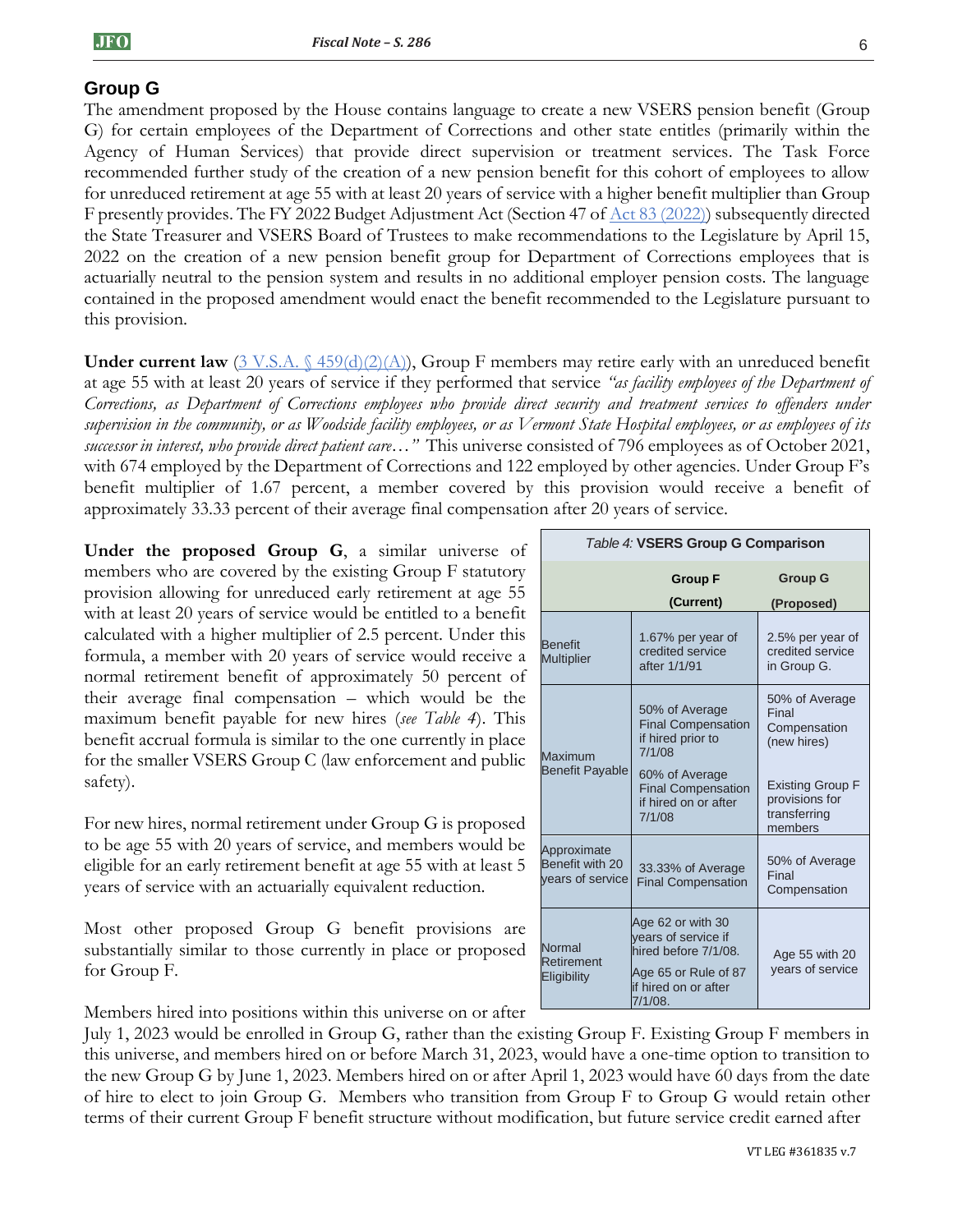## Group G

The amendment proposed by the House contains language to create a new VSERS pension benefit (Group G) for certain employees of the Department of Corrections and other state entitles (primarily within the Agency of Human Services) that provide direct supervision or treatment services. The Task Force recommended further study of the creation of a new pension benefit for this cohort of employees to allow for unreduced retirement at age 55 with at least 20 years of service with a higher benefit multiplier than Group F presently provides. The FY 2022 Budget Adjustment Act (Section 47 of [Act 83 (2022)]) subsequently directed the State Treasurer and VSERS Board of Trustees to make recommendations to the Legislature by April 15, 2022 on the creation of a new pension benefit group for Department of Corrections employees that is actuarially neutral to the pension system and results in no additional employer pension costs. The language contained in the proposed amendment would enact the benefit recommended to the Legislature pursuant to this provision.

**Under current law** ([3 V.S.A. § 459(d)(2)(A)]), Group F members may retire early with an unreduced benefit at age 55 with at least 20 years of service if they performed that service *"as facility employees of the Department of Corrections, as Department of Corrections employees who provide direct security and treatment services to offenders under supervision in the community, or as Woodside facility employees, or as Vermont State Hospital employees, or as employees of its successor in interest, who provide direct patient care…"* This universe consisted of 796 employees as of October 2021, with 674 employed by the Department of Corrections and 122 employed by other agencies. Under Group F's benefit multiplier of 1.67 percent, a member covered by this provision would receive a benefit of approximately 33.33 percent of their average final compensation after 20 years of service.

**Under the proposed Group G**, a similar universe of members who are covered by the existing Group F statutory provision allowing for unreduced early retirement at age 55 with at least 20 years of service would be entitled to a benefit calculated with a higher multiplier of 2.5 percent. Under this formula, a member with 20 years of service would receive a normal retirement benefit of approximately 50 percent of their average final compensation – which would be the maximum benefit payable for new hires (*see Table 4*). This benefit accrual formula is similar to the one currently in place for the smaller VSERS Group C (law enforcement and public safety).

*Table 4:* **VSERS Group G Comparison**

| | **Group F (Current)** | **Group G (Proposed)** |
|---|---|---|
| Benefit Multiplier | 1.67% per year of credited service after 1/1/91 | 2.5% per year of credited service in Group G. |
| Maximum Benefit Payable | 50% of Average Final Compensation if hired prior to 7/1/08<br>60% of Average Final Compensation if hired on or after 7/1/08 | 50% of Average Final Compensation (new hires)<br>Existing Group F provisions for transferring members |
| Approximate Benefit with 20 years of service | 33.33% of Average Final Compensation | 50% of Average Final Compensation |
| Normal Retirement Eligibility | Age 62 or with 30 years of service if hired before 7/1/08.<br>Age 65 or Rule of 87 if hired on or after 7/1/08. | Age 55 with 20 years of service |

For new hires, normal retirement under Group G is proposed to be age 55 with 20 years of service, and members would be eligible for an early retirement benefit at age 55 with at least 5 years of service with an actuarially equivalent reduction.

Most other proposed Group G benefit provisions are substantially similar to those currently in place or proposed for Group F.

Members hired into positions within this universe on or after July 1, 2023 would be enrolled in Group G, rather than the existing Group F. Existing Group F members in this universe, and members hired on or before March 31, 2023, would have a one-time option to transition to the new Group G by June 1, 2023. Members hired on or after April 1, 2023 would have 60 days from the date of hire to elect to join Group G. Members who transition from Group F to Group G would retain other terms of their current Group F benefit structure without modification, but future service credit earned after

VT LEG #361835 v.7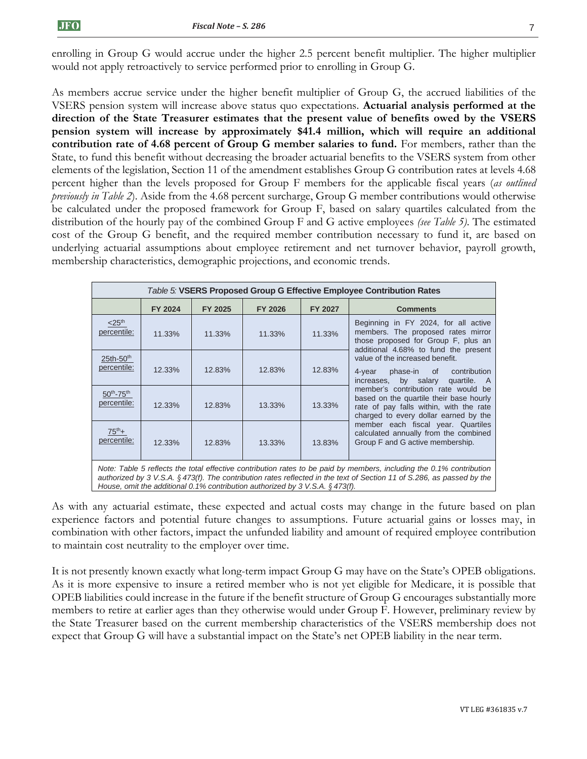enrolling in Group G would accrue under the higher 2.5 percent benefit multiplier. The higher multiplier would not apply retroactively to service performed prior to enrolling in Group G.

As members accrue service under the higher benefit multiplier of Group G, the accrued liabilities of the VSERS pension system will increase above status quo expectations. **Actuarial analysis performed at the direction of the State Treasurer estimates that the present value of benefits owed by the VSERS pension system will increase by approximately $41.4 million, which will require an additional contribution rate of 4.68 percent of Group G member salaries to fund.** For members, rather than the State, to fund this benefit without decreasing the broader actuarial benefits to the VSERS system from other elements of the legislation, Section 11 of the amendment establishes Group G contribution rates at levels 4.68 percent higher than the levels proposed for Group F members for the applicable fiscal years (*as outlined previously in Table 2*). Aside from the 4.68 percent surcharge, Group G member contributions would otherwise be calculated under the proposed framework for Group F, based on salary quartiles calculated from the distribution of the hourly pay of the combined Group F and G active employees *(see Table 5)*. The estimated cost of the Group G benefit, and the required member contribution necessary to fund it, are based on underlying actuarial assumptions about employee retirement and net turnover behavior, payroll growth, membership characteristics, demographic projections, and economic trends.

*Table 5:* **VSERS Proposed Group G Effective Employee Contribution Rates**

| | FY 2024 | FY 2025 | FY 2026 | FY 2027 | Comments |
|---|---|---|---|---|---|
| <25th percentile: | 11.33% | 11.33% | 11.33% | 11.33% | Beginning in FY 2024, for all active members. The proposed rates mirror those proposed for Group F, plus an additional 4.68% to fund the present value of the increased benefit. 4-year phase-in of contribution increases, by salary quartile. A member's contribution rate would be based on the quartile their base hourly rate of pay falls within, with the rate charged to every dollar earned by the member each fiscal year. Quartiles calculated annually from the combined Group F and G active membership. |
| 25th-50th percentile: | 12.33% | 12.83% | 12.83% | 12.83% | |
| 50th-75th percentile: | 12.33% | 12.83% | 13.33% | 13.33% | |
| 75th+ percentile: | 12.33% | 12.83% | 13.33% | 13.83% | |

*Note: Table 5 reflects the total effective contribution rates to be paid by members, including the 0.1% contribution authorized by 3 V.S.A. § 473(f). The contribution rates reflected in the text of Section 11 of S.286, as passed by the House, omit the additional 0.1% contribution authorized by 3 V.S.A. § 473(f).*

As with any actuarial estimate, these expected and actual costs may change in the future based on plan experience factors and potential future changes to assumptions. Future actuarial gains or losses may, in combination with other factors, impact the unfunded liability and amount of required employee contribution to maintain cost neutrality to the employer over time.

It is not presently known exactly what long-term impact Group G may have on the State's OPEB obligations. As it is more expensive to insure a retired member who is not yet eligible for Medicare, it is possible that OPEB liabilities could increase in the future if the benefit structure of Group G encourages substantially more members to retire at earlier ages than they otherwise would under Group F. However, preliminary review by the State Treasurer based on the current membership characteristics of the VSERS membership does not expect that Group G will have a substantial impact on the State's net OPEB liability in the near term.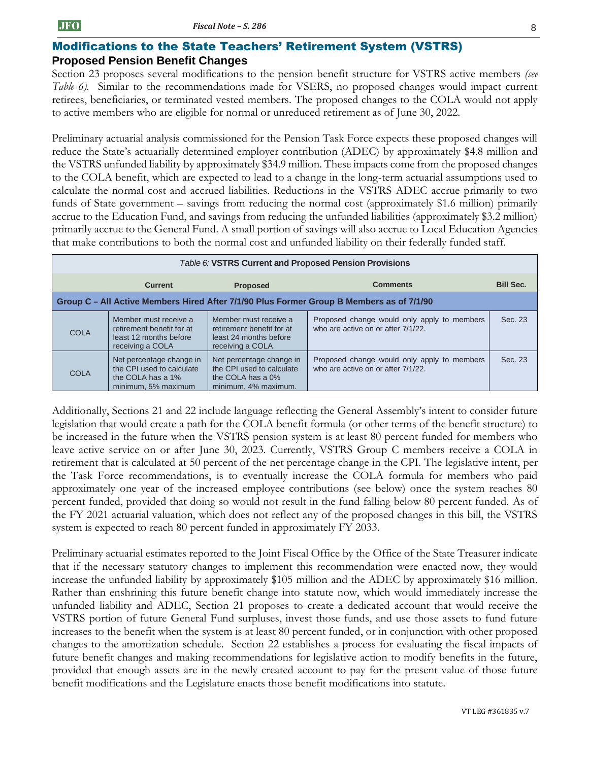## Modifications to the State Teachers' Retirement System (VSTRS)

### Proposed Pension Benefit Changes

Section 23 proposes several modifications to the pension benefit structure for VSTRS active members *(see Table 6)*. Similar to the recommendations made for VSERS, no proposed changes would impact current retirees, beneficiaries, or terminated vested members. The proposed changes to the COLA would not apply to active members who are eligible for normal or unreduced retirement as of June 30, 2022.

Preliminary actuarial analysis commissioned for the Pension Task Force expects these proposed changes will reduce the State's actuarially determined employer contribution (ADEC) by approximately $4.8 million and the VSTRS unfunded liability by approximately $34.9 million. These impacts come from the proposed changes to the COLA benefit, which are expected to lead to a change in the long-term actuarial assumptions used to calculate the normal cost and accrued liabilities. Reductions in the VSTRS ADEC accrue primarily to two funds of State government – savings from reducing the normal cost (approximately $1.6 million) primarily accrue to the Education Fund, and savings from reducing the unfunded liabilities (approximately $3.2 million) primarily accrue to the General Fund. A small portion of savings will also accrue to Local Education Agencies that make contributions to both the normal cost and unfunded liability on their federally funded staff.

*Table 6:* **VSTRS Current and Proposed Pension Provisions**

| | Current | Proposed | Comments | Bill Sec. |
|---|---|---|---|---|
| **Group C – All Active Members Hired After 7/1/90 Plus Former Group B Members as of 7/1/90** | | | | |
| COLA | Member must receive a retirement benefit for at least 12 months before receiving a COLA | Member must receive a retirement benefit for at least 24 months before receiving a COLA | Proposed change would only apply to members who are active on or after 7/1/22. | Sec. 23 |
| COLA | Net percentage change in the CPI used to calculate the COLA has a 1% minimum, 5% maximum | Net percentage change in the CPI used to calculate the COLA has a 0% minimum, 4% maximum. | Proposed change would only apply to members who are active on or after 7/1/22. | Sec. 23 |

Additionally, Sections 21 and 22 include language reflecting the General Assembly's intent to consider future legislation that would create a path for the COLA benefit formula (or other terms of the benefit structure) to be increased in the future when the VSTRS pension system is at least 80 percent funded for members who leave active service on or after June 30, 2023. Currently, VSTRS Group C members receive a COLA in retirement that is calculated at 50 percent of the net percentage change in the CPI. The legislative intent, per the Task Force recommendations, is to eventually increase the COLA formula for members who paid approximately one year of the increased employee contributions (see below) once the system reaches 80 percent funded, provided that doing so would not result in the fund falling below 80 percent funded. As of the FY 2021 actuarial valuation, which does not reflect any of the proposed changes in this bill, the VSTRS system is expected to reach 80 percent funded in approximately FY 2033.

Preliminary actuarial estimates reported to the Joint Fiscal Office by the Office of the State Treasurer indicate that if the necessary statutory changes to implement this recommendation were enacted now, they would increase the unfunded liability by approximately $105 million and the ADEC by approximately $16 million. Rather than enshrining this future benefit change into statute now, which would immediately increase the unfunded liability and ADEC, Section 21 proposes to create a dedicated account that would receive the VSTRS portion of future General Fund surpluses, invest those funds, and use those assets to fund future increases to the benefit when the system is at least 80 percent funded, or in conjunction with other proposed changes to the amortization schedule. Section 22 establishes a process for evaluating the fiscal impacts of future benefit changes and making recommendations for legislative action to modify benefits in the future, provided that enough assets are in the newly created account to pay for the present value of those future benefit modifications and the Legislature enacts those benefit modifications into statute.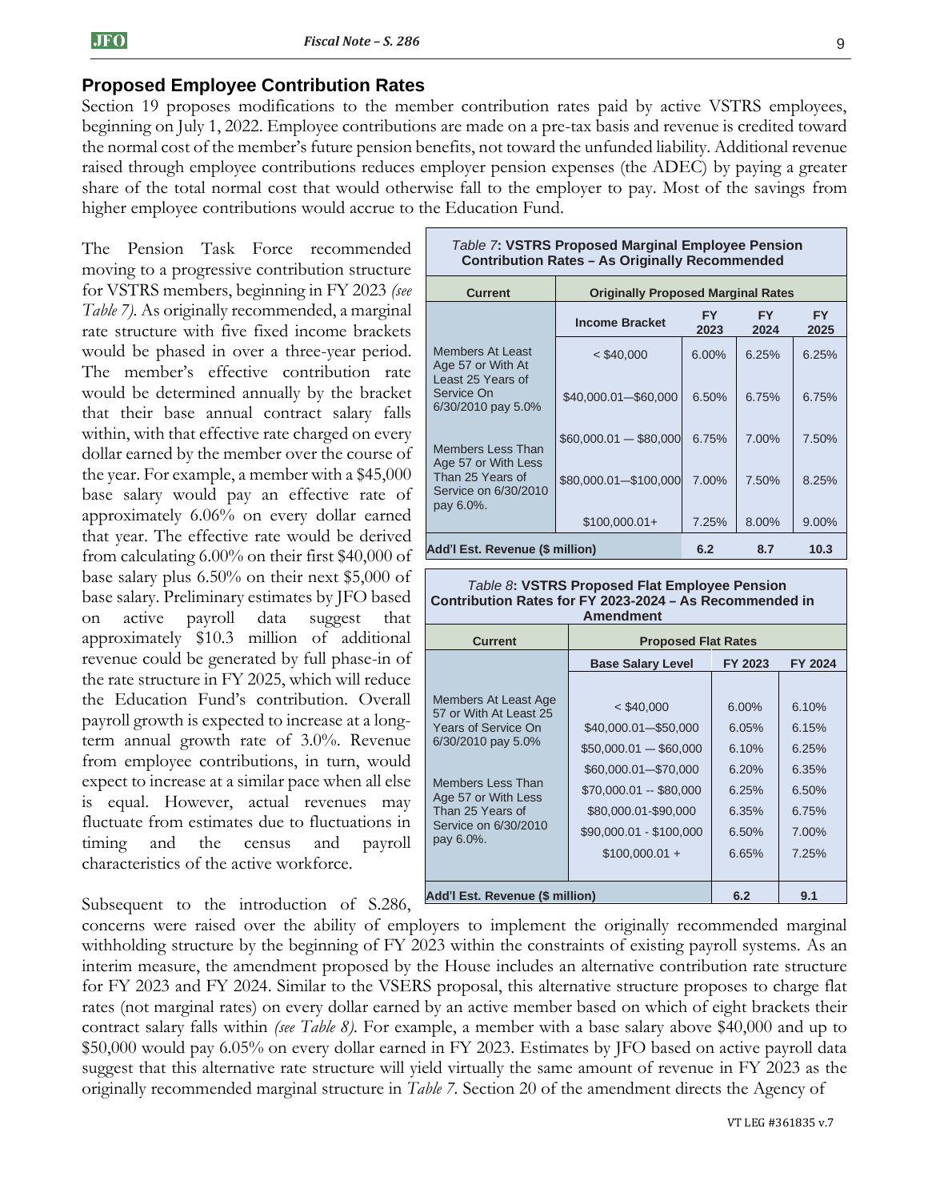## Proposed Employee Contribution Rates

Section 19 proposes modifications to the member contribution rates paid by active VSTRS employees, beginning on July 1, 2022. Employee contributions are made on a pre-tax basis and revenue is credited toward the normal cost of the member's future pension benefits, not toward the unfunded liability. Additional revenue raised through employee contributions reduces employer pension expenses (the ADEC) by paying a greater share of the total normal cost that would otherwise fall to the employer to pay. Most of the savings from higher employee contributions would accrue to the Education Fund.

The Pension Task Force recommended moving to a progressive contribution structure for VSTRS members, beginning in FY 2023 *(see Table 7)*. As originally recommended, a marginal rate structure with five fixed income brackets would be phased in over a three-year period. The member's effective contribution rate would be determined annually by the bracket that their base annual contract salary falls within, with that effective rate charged on every dollar earned by the member over the course of the year. For example, a member with a $45,000 base salary would pay an effective rate of approximately 6.06% on every dollar earned that year. The effective rate would be derived from calculating 6.00% on their first $40,000 of base salary plus 6.50% on their next $5,000 of base salary. Preliminary estimates by JFO based on active payroll data suggest that approximately $10.3 million of additional revenue could be generated by full phase-in of the rate structure in FY 2025, which will reduce the Education Fund's contribution. Overall payroll growth is expected to increase at a long-term annual growth rate of 3.0%. Revenue from employee contributions, in turn, would expect to increase at a similar pace when all else is equal. However, actual revenues may fluctuate from estimates due to fluctuations in timing and the census and payroll characteristics of the active workforce.

*Table 7*: **VSTRS Proposed Marginal Employee Pension Contribution Rates – As Originally Recommended**

| Current | Originally Proposed Marginal Rates | | | |
|---|---|---|---|---|
| | Income Bracket | FY 2023 | FY 2024 | FY 2025 |
| Members At Least Age 57 or With At Least 25 Years of Service On 6/30/2010 pay 5.0% | < $40,000 | 6.00% | 6.25% | 6.25% |
| | $40,000.01—$60,000 | 6.50% | 6.75% | 6.75% |
| Members Less Than Age 57 or With Less Than 25 Years of Service on 6/30/2010 pay 6.0%. | $60,000.01 — $80,000 | 6.75% | 7.00% | 7.50% |
| | $80,000.01—$100,000 | 7.00% | 7.50% | 8.25% |
| | $100,000.01+ | 7.25% | 8.00% | 9.00% |
| **Add'l Est. Revenue ($ million)** | | **6.2** | **8.7** | **10.3** |

*Table 8*: **VSTRS Proposed Flat Employee Pension Contribution Rates for FY 2023-2024 – As Recommended in Amendment**

| Current | Proposed Flat Rates | | |
|---|---|---|---|
| | Base Salary Level | FY 2023 | FY 2024 |
| Members At Least Age 57 or With At Least 25 Years of Service On 6/30/2010 pay 5.0% | < $40,000 | 6.00% | 6.10% |
| | $40,000.01—$50,000 | 6.05% | 6.15% |
| | $50,000.01 — $60,000 | 6.10% | 6.25% |
| | $60,000.01—$70,000 | 6.20% | 6.35% |
| Members Less Than Age 57 or With Less Than 25 Years of Service on 6/30/2010 pay 6.0%. | $70,000.01 -- $80,000 | 6.25% | 6.50% |
| | $80,000.01-$90,000 | 6.35% | 6.75% |
| | $90,000.01 - $100,000 | 6.50% | 7.00% |
| | $100,000.01 + | 6.65% | 7.25% |
| **Add'l Est. Revenue ($ million)** | | **6.2** | **9.1** |

Subsequent to the introduction of S.286, concerns were raised over the ability of employers to implement the originally recommended marginal withholding structure by the beginning of FY 2023 within the constraints of existing payroll systems. As an interim measure, the amendment proposed by the House includes an alternative contribution rate structure for FY 2023 and FY 2024. Similar to the VSERS proposal, this alternative structure proposes to charge flat rates (not marginal rates) on every dollar earned by an active member based on which of eight brackets their contract salary falls within *(see Table 8)*. For example, a member with a base salary above $40,000 and up to $50,000 would pay 6.05% on every dollar earned in FY 2023. Estimates by JFO based on active payroll data suggest that this alternative rate structure will yield virtually the same amount of revenue in FY 2023 as the originally recommended marginal structure in *Table 7*. Section 20 of the amendment directs the Agency of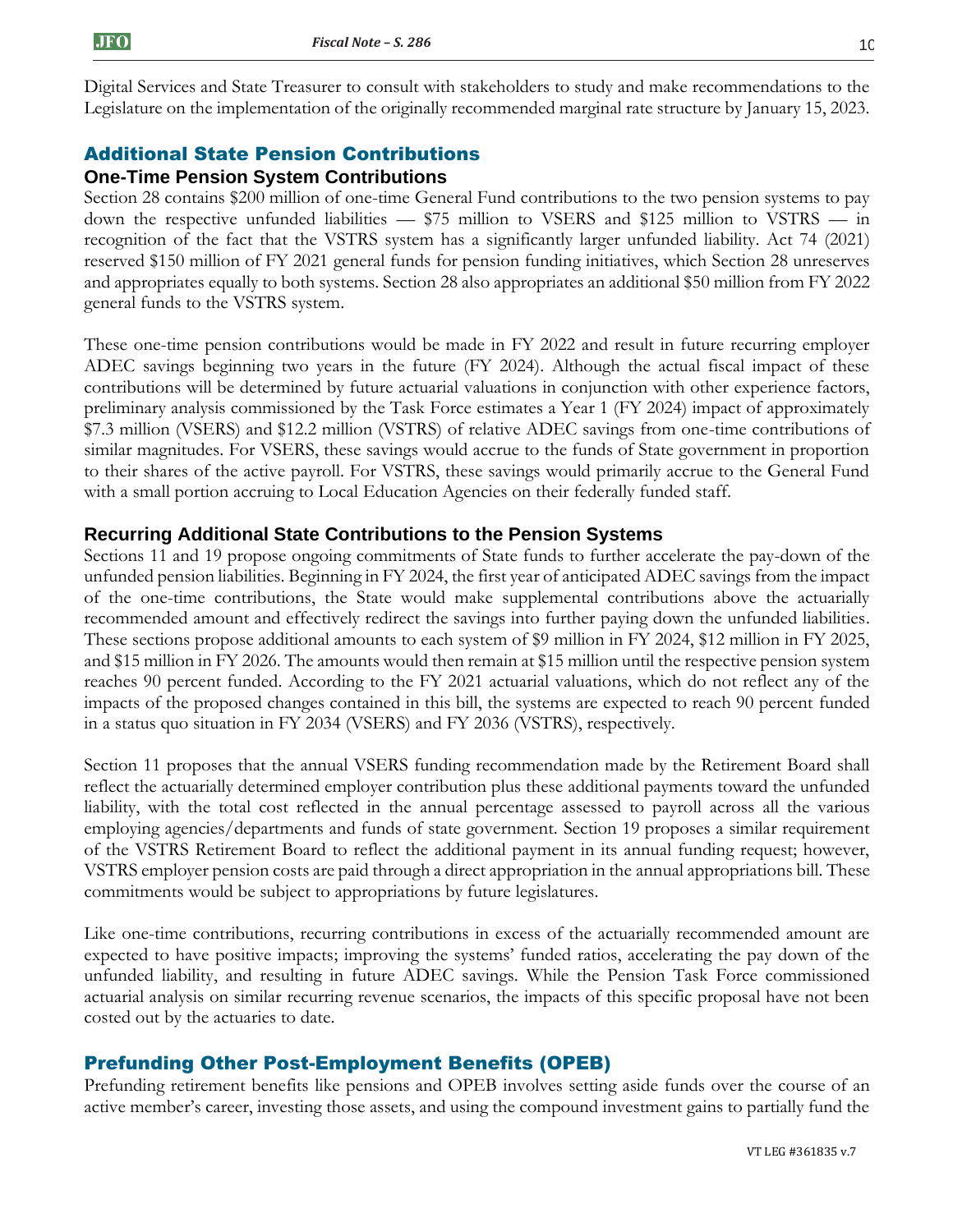Digital Services and State Treasurer to consult with stakeholders to study and make recommendations to the Legislature on the implementation of the originally recommended marginal rate structure by January 15, 2023.

## Additional State Pension Contributions

### One-Time Pension System Contributions

Section 28 contains $200 million of one-time General Fund contributions to the two pension systems to pay down the respective unfunded liabilities — $75 million to VSERS and $125 million to VSTRS — in recognition of the fact that the VSTRS system has a significantly larger unfunded liability. Act 74 (2021) reserved $150 million of FY 2021 general funds for pension funding initiatives, which Section 28 unreserves and appropriates equally to both systems. Section 28 also appropriates an additional $50 million from FY 2022 general funds to the VSTRS system.

These one-time pension contributions would be made in FY 2022 and result in future recurring employer ADEC savings beginning two years in the future (FY 2024). Although the actual fiscal impact of these contributions will be determined by future actuarial valuations in conjunction with other experience factors, preliminary analysis commissioned by the Task Force estimates a Year 1 (FY 2024) impact of approximately $7.3 million (VSERS) and $12.2 million (VSTRS) of relative ADEC savings from one-time contributions of similar magnitudes. For VSERS, these savings would accrue to the funds of State government in proportion to their shares of the active payroll. For VSTRS, these savings would primarily accrue to the General Fund with a small portion accruing to Local Education Agencies on their federally funded staff.

### Recurring Additional State Contributions to the Pension Systems

Sections 11 and 19 propose ongoing commitments of State funds to further accelerate the pay-down of the unfunded pension liabilities. Beginning in FY 2024, the first year of anticipated ADEC savings from the impact of the one-time contributions, the State would make supplemental contributions above the actuarially recommended amount and effectively redirect the savings into further paying down the unfunded liabilities. These sections propose additional amounts to each system of $9 million in FY 2024, $12 million in FY 2025, and $15 million in FY 2026. The amounts would then remain at $15 million until the respective pension system reaches 90 percent funded. According to the FY 2021 actuarial valuations, which do not reflect any of the impacts of the proposed changes contained in this bill, the systems are expected to reach 90 percent funded in a status quo situation in FY 2034 (VSERS) and FY 2036 (VSTRS), respectively.

Section 11 proposes that the annual VSERS funding recommendation made by the Retirement Board shall reflect the actuarially determined employer contribution plus these additional payments toward the unfunded liability, with the total cost reflected in the annual percentage assessed to payroll across all the various employing agencies/departments and funds of state government. Section 19 proposes a similar requirement of the VSTRS Retirement Board to reflect the additional payment in its annual funding request; however, VSTRS employer pension costs are paid through a direct appropriation in the annual appropriations bill. These commitments would be subject to appropriations by future legislatures.

Like one-time contributions, recurring contributions in excess of the actuarially recommended amount are expected to have positive impacts; improving the systems' funded ratios, accelerating the pay down of the unfunded liability, and resulting in future ADEC savings. While the Pension Task Force commissioned actuarial analysis on similar recurring revenue scenarios, the impacts of this specific proposal have not been costed out by the actuaries to date.

## Prefunding Other Post-Employment Benefits (OPEB)

Prefunding retirement benefits like pensions and OPEB involves setting aside funds over the course of an active member's career, investing those assets, and using the compound investment gains to partially fund the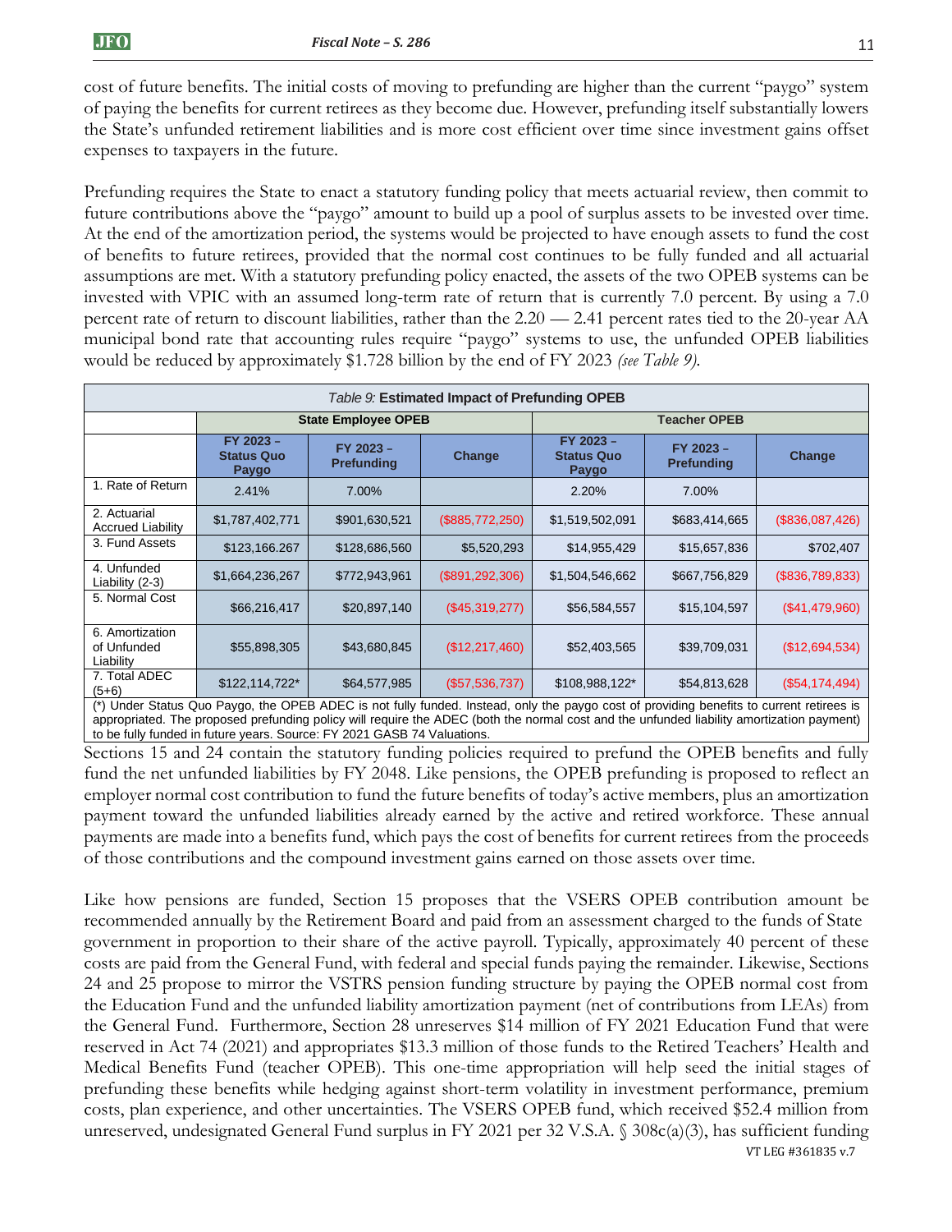cost of future benefits. The initial costs of moving to prefunding are higher than the current "paygo" system of paying the benefits for current retirees as they become due. However, prefunding itself substantially lowers the State's unfunded retirement liabilities and is more cost efficient over time since investment gains offset expenses to taxpayers in the future.

Prefunding requires the State to enact a statutory funding policy that meets actuarial review, then commit to future contributions above the "paygo" amount to build up a pool of surplus assets to be invested over time. At the end of the amortization period, the systems would be projected to have enough assets to fund the cost of benefits to future retirees, provided that the normal cost continues to be fully funded and all actuarial assumptions are met. With a statutory prefunding policy enacted, the assets of the two OPEB systems can be invested with VPIC with an assumed long-term rate of return that is currently 7.0 percent. By using a 7.0 percent rate of return to discount liabilities, rather than the 2.20 — 2.41 percent rates tied to the 20-year AA municipal bond rate that accounting rules require "paygo" systems to use, the unfunded OPEB liabilities would be reduced by approximately $1.728 billion by the end of FY 2023 *(see Table 9)*.

*Table 9:* **Estimated Impact of Prefunding OPEB**

| | State Employee OPEB | | | Teacher OPEB | | |
|---|---|---|---|---|---|---|
| | FY 2023 – Status Quo Paygo | FY 2023 – Prefunding | Change | FY 2023 – Status Quo Paygo | FY 2023 – Prefunding | Change |
| 1. Rate of Return | 2.41% | 7.00% | | 2.20% | 7.00% | |
| 2. Actuarial Accrued Liability | $1,787,402,771 | $901,630,521 | ($885,772,250) | $1,519,502,091 | $683,414,665 | ($836,087,426) |
| 3. Fund Assets | $123,166.267 | $128,686,560 | $5,520,293 | $14,955,429 | $15,657,836 | $702,407 |
| 4. Unfunded Liability (2-3) | $1,664,236,267 | $772,943,961 | ($891,292,306) | $1,504,546,662 | $667,756,829 | ($836,789,833) |
| 5. Normal Cost | $66,216,417 | $20,897,140 | ($45,319,277) | $56,584,557 | $15,104,597 | ($41,479,960) |
| 6. Amortization of Unfunded Liability | $55,898,305 | $43,680,845 | ($12,217,460) | $52,403,565 | $39,709,031 | ($12,694,534) |
| 7. Total ADEC (5+6) | $122,114,722* | $64,577,985 | ($57,536,737) | $108,988,122* | $54,813,628 | ($54,174,494) |

(*) Under Status Quo Paygo, the OPEB ADEC is not fully funded. Instead, only the paygo cost of providing benefits to current retirees is appropriated. The proposed prefunding policy will require the ADEC (both the normal cost and the unfunded liability amortization payment) to be fully funded in future years. Source: FY 2021 GASB 74 Valuations.

Sections 15 and 24 contain the statutory funding policies required to prefund the OPEB benefits and fully fund the net unfunded liabilities by FY 2048. Like pensions, the OPEB prefunding is proposed to reflect an employer normal cost contribution to fund the future benefits of today's active members, plus an amortization payment toward the unfunded liabilities already earned by the active and retired workforce. These annual payments are made into a benefits fund, which pays the cost of benefits for current retirees from the proceeds of those contributions and the compound investment gains earned on those assets over time.

Like how pensions are funded, Section 15 proposes that the VSERS OPEB contribution amount be recommended annually by the Retirement Board and paid from an assessment charged to the funds of State government in proportion to their share of the active payroll. Typically, approximately 40 percent of these costs are paid from the General Fund, with federal and special funds paying the remainder. Likewise, Sections 24 and 25 propose to mirror the VSTRS pension funding structure by paying the OPEB normal cost from the Education Fund and the unfunded liability amortization payment (net of contributions from LEAs) from the General Fund. Furthermore, Section 28 unreserves $14 million of FY 2021 Education Fund that were reserved in Act 74 (2021) and appropriates $13.3 million of those funds to the Retired Teachers' Health and Medical Benefits Fund (teacher OPEB). This one-time appropriation will help seed the initial stages of prefunding these benefits while hedging against short-term volatility in investment performance, premium costs, plan experience, and other uncertainties. The VSERS OPEB fund, which received $52.4 million from unreserved, undesignated General Fund surplus in FY 2021 per 32 V.S.A. § 308c(a)(3), has sufficient funding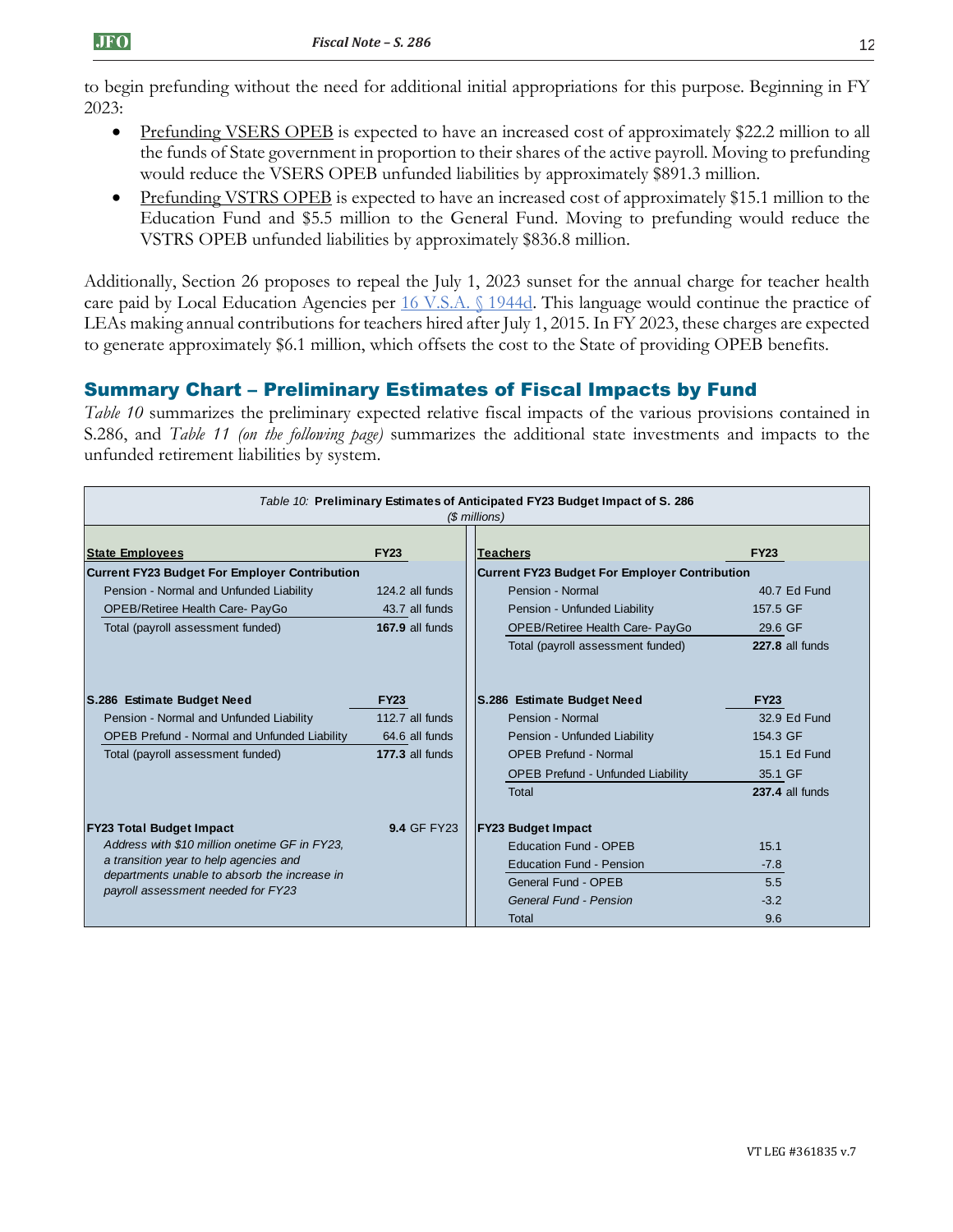to begin prefunding without the need for additional initial appropriations for this purpose. Beginning in FY 2023:

- Prefunding VSERS OPEB is expected to have an increased cost of approximately $22.2 million to all the funds of State government in proportion to their shares of the active payroll. Moving to prefunding would reduce the VSERS OPEB unfunded liabilities by approximately $891.3 million.
- Prefunding VSTRS OPEB is expected to have an increased cost of approximately $15.1 million to the Education Fund and $5.5 million to the General Fund. Moving to prefunding would reduce the VSTRS OPEB unfunded liabilities by approximately $836.8 million.

Additionally, Section 26 proposes to repeal the July 1, 2023 sunset for the annual charge for teacher health care paid by Local Education Agencies per 16 V.S.A. § 1944d. This language would continue the practice of LEAs making annual contributions for teachers hired after July 1, 2015. In FY 2023, these charges are expected to generate approximately $6.1 million, which offsets the cost to the State of providing OPEB benefits.

## Summary Chart – Preliminary Estimates of Fiscal Impacts by Fund

*Table 10* summarizes the preliminary expected relative fiscal impacts of the various provisions contained in S.286, and *Table 11 (on the following page)* summarizes the additional state investments and impacts to the unfunded retirement liabilities by system.

*Table 10:* **Preliminary Estimates of Anticipated FY23 Budget Impact of S. 286**
*($ millions)*

| **State Employees** | **FY23** | **Teachers** | **FY23** |
|---|---|---|---|
| **Current FY23 Budget For Employer Contribution** | | **Current FY23 Budget For Employer Contribution** | |
| Pension - Normal and Unfunded Liability | 124.2 all funds | Pension - Normal | 40.7 Ed Fund |
| OPEB/Retiree Health Care- PayGo | 43.7 all funds | Pension - Unfunded Liability | 157.5 GF |
| Total (payroll assessment funded) | **167.9** all funds | OPEB/Retiree Health Care- PayGo | 29.6 GF |
| | | Total (payroll assessment funded) | **227.8** all funds |
| **S.286 Estimate Budget Need** | **FY23** | **S.286 Estimate Budget Need** | **FY23** |
| Pension - Normal and Unfunded Liability | 112.7 all funds | Pension - Normal | 32.9 Ed Fund |
| OPEB Prefund - Normal and Unfunded Liability | 64.6 all funds | Pension - Unfunded Liability | 154.3 GF |
| Total (payroll assessment funded) | **177.3** all funds | OPEB Prefund - Normal | 15.1 Ed Fund |
| | | OPEB Prefund - Unfunded Liability | 35.1 GF |
| | | Total | **237.4** all funds |
| **FY23 Total Budget Impact** | **9.4** GF FY23 | **FY23 Budget Impact** | |
| *Address with $10 million onetime GF in FY23, a transition year to help agencies and departments unable to absorb the increase in payroll assessment needed for FY23* | | Education Fund - OPEB | 15.1 |
| | | Education Fund - Pension | -7.8 |
| | | General Fund - OPEB | 5.5 |
| | | *General Fund - Pension* | -3.2 |
| | | Total | 9.6 |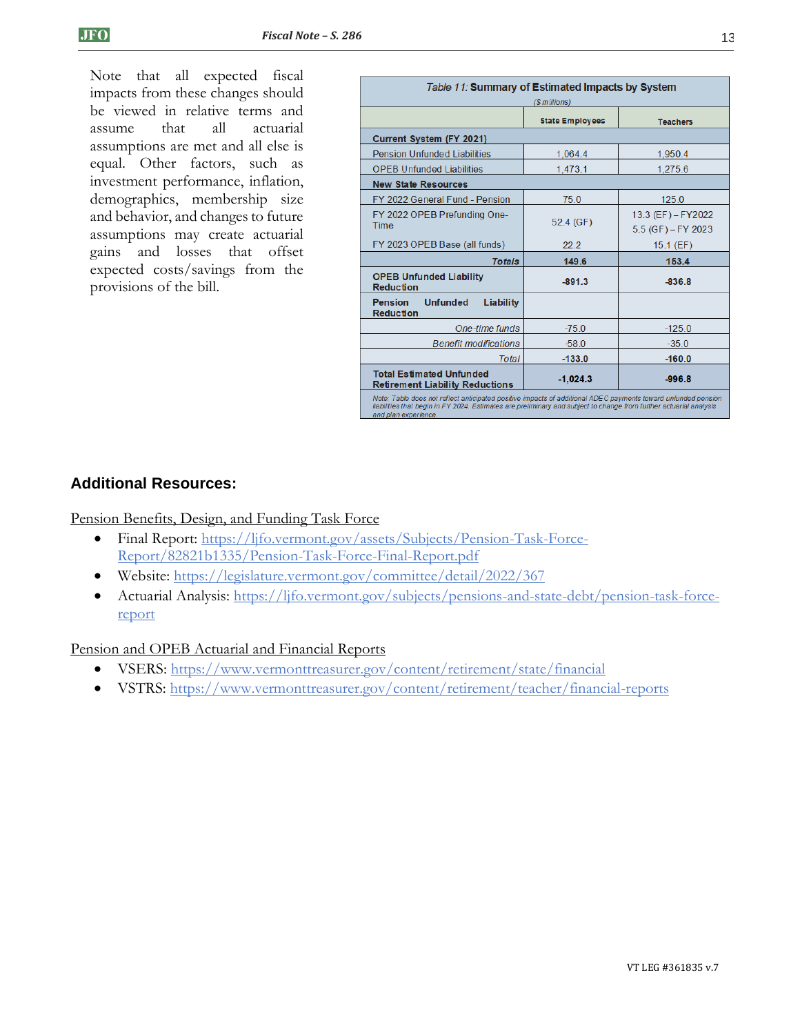Note that all expected fiscal impacts from these changes should be viewed in relative terms and assume that all actuarial assumptions are met and all else is equal. Other factors, such as investment performance, inflation, demographics, membership size and behavior, and changes to future assumptions may create actuarial gains and losses that offset expected costs/savings from the provisions of the bill.

*Table 11:* **Summary of Estimated Impacts by System**

*($ millions)*

| | State Employees | Teachers |
|---|---|---|
| **Current System (FY 2021)** | | |
| Pension Unfunded Liabilities | 1,064.4 | 1,950.4 |
| OPEB Unfunded Liabilities | 1,473.1 | 1,275.6 |
| **New State Resources** | | |
| FY 2022 General Fund - Pension | 75.0 | 125.0 |
| FY 2022 OPEB Prefunding One-Time | 52.4 (GF) | 13.3 (EF) – FY2022<br>5.5 (GF) – FY 2023 |
| FY 2023 OPEB Base (all funds) | 22.2 | 15.1 (EF) |
| ***Totals*** | **149.6** | **153.4** |
| **OPEB Unfunded Liability Reduction** | **-891.3** | **-836.8** |
| **Pension Unfunded Liability Reduction** | | |
| *One-time funds* | -75.0 | -125.0 |
| *Benefit modifications* | -58.0 | -35.0 |
| *Total* | **-133.0** | **-160.0** |
| **Total Estimated Unfunded Retirement Liability Reductions** | **-1,024.3** | **-996.8** |

*Note: Table does not reflect anticipated positive impacts of additional ADEC payments toward unfunded pension liabilities that begin in FY 2024. Estimates are preliminary and subject to change from further actuarial analysis and plan experience.*

## Additional Resources:

Pension Benefits, Design, and Funding Task Force

- Final Report: https://ljfo.vermont.gov/assets/Subjects/Pension-Task-Force-Report/82821b1335/Pension-Task-Force-Final-Report.pdf
- Website: https://legislature.vermont.gov/committee/detail/2022/367
- Actuarial Analysis: https://ljfo.vermont.gov/subjects/pensions-and-state-debt/pension-task-force-report

Pension and OPEB Actuarial and Financial Reports

- VSERS: https://www.vermonttreasurer.gov/content/retirement/state/financial
- VSTRS: https://www.vermonttreasurer.gov/content/retirement/teacher/financial-reports

VT LEG #361835 v.7